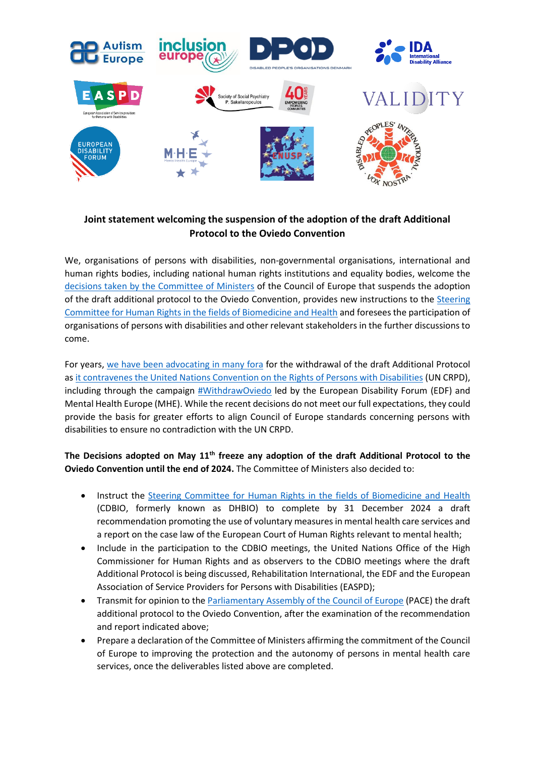**Joint statement welcoming the suspension of the adoption of the draft Additional Protocol to the Oviedo Convention**

We, organisations of persons with disabilities, non-governmental organisations, international and human rights bodies, including national human rights institutions and equality bodies, welcome the decisions taken by the Committee of Ministers of the Council of Europe that suspends the adoption of the draft additional protocol to the Oviedo Convention, provides new instructions to the Steering Committee for Human Rights in the fields of Biomedicine and Health and foresees the participation of organisations of persons with disabilities and other relevant stakeholders in the further discussions to come.

For years, we have been advocating in many fora for the withdrawal of the draft Additional Protocol as it contravenes the United Nations Convention on the Rights of Persons with Disabilities (UN CRPD), including through the campaign #WithdrawOviedo led by the European Disability Forum (EDF) and Mental Health Europe (MHE). While the recent decisions do not meet our full expectations, they could provide the basis for greater efforts to align Council of Europe standards concerning persons with disabilities to ensure no contradiction with the UN CRPD.

**The Decisions adopted on May 11th freeze any adoption of the draft Additional Protocol to the Oviedo Convention until the end of 2024.** The Committee of Ministers also decided to:

- Instruct the Steering Committee for Human Rights in the fields of Biomedicine and Health (CDBIO, formerly known as DHBIO) to complete by 31 December 2024 a draft recommendation promoting the use of voluntary measures in mental health care services and a report on the case law of the European Court of Human Rights relevant to mental health;
- Include in the participation to the CDBIO meetings, the United Nations Office of the High Commissioner for Human Rights and as observers to the CDBIO meetings where the draft Additional Protocol is being discussed, Rehabilitation International, the EDF and the European Association of Service Providers for Persons with Disabilities (EASPD);
- Transmit for opinion to the Parliamentary Assembly of the Council of Europe (PACE) the draft additional protocol to the Oviedo Convention, after the examination of the recommendation and report indicated above;
- Prepare a declaration of the Committee of Ministers affirming the commitment of the Council of Europe to improving the protection and the autonomy of persons in mental health care services, once the deliverables listed above are completed.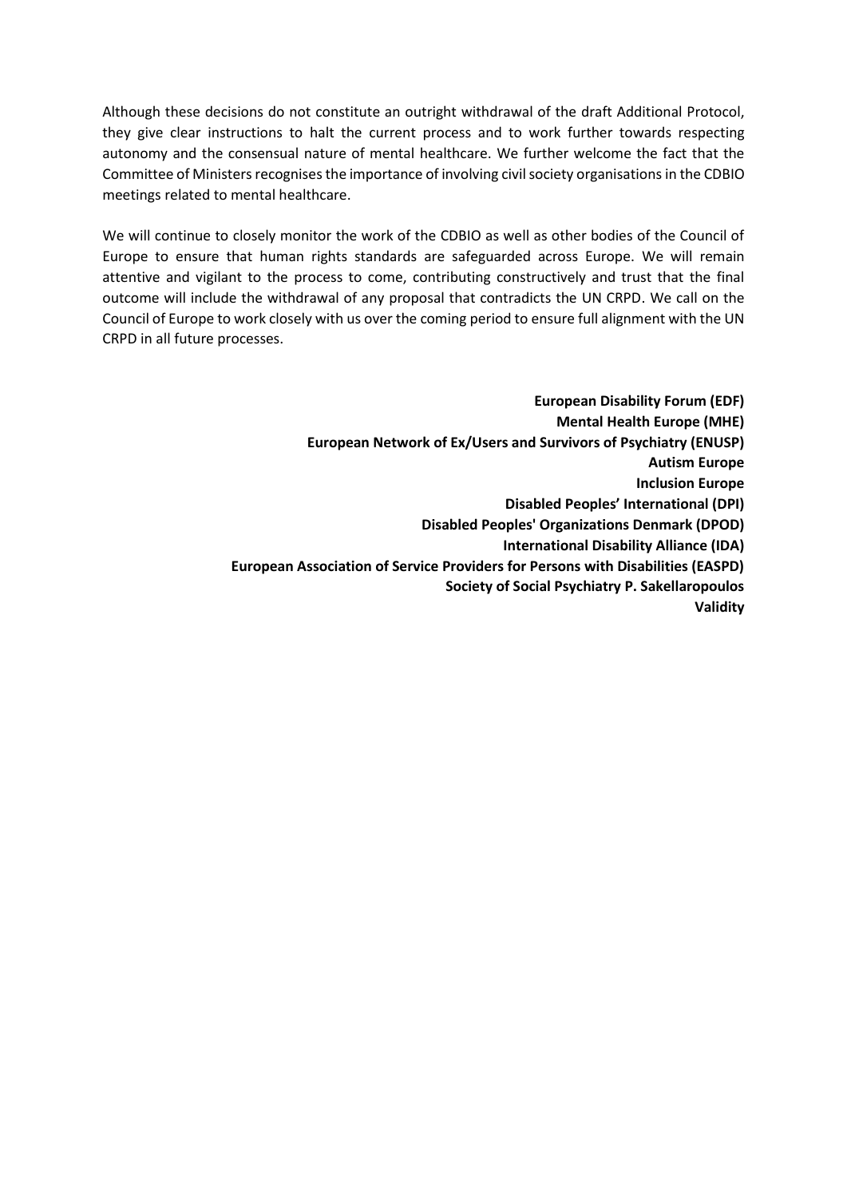Although these decisions do not constitute an outright withdrawal of the draft Additional Protocol, they give clear instructions to halt the current process and to work further towards respecting autonomy and the consensual nature of mental healthcare. We further welcome the fact that the Committee of Ministers recognises the importance of involving civil society organisations in the CDBIO meetings related to mental healthcare.

We will continue to closely monitor the work of the CDBIO as well as other bodies of the Council of Europe to ensure that human rights standards are safeguarded across Europe. We will remain attentive and vigilant to the process to come, contributing constructively and trust that the final outcome will include the withdrawal of any proposal that contradicts the UN CRPD. We call on the Council of Europe to work closely with us over the coming period to ensure full alignment with the UN CRPD in all future processes.

**European Disability Forum (EDF)**
**Mental Health Europe (MHE)**
**European Network of Ex/Users and Survivors of Psychiatry (ENUSP)**
**Autism Europe**
**Inclusion Europe**
**Disabled Peoples' International (DPI)**
**Disabled Peoples' Organizations Denmark (DPOD)**
**International Disability Alliance (IDA)**
**European Association of Service Providers for Persons with Disabilities (EASPD)**
**Society of Social Psychiatry P. Sakellaropoulos**
**Validity**